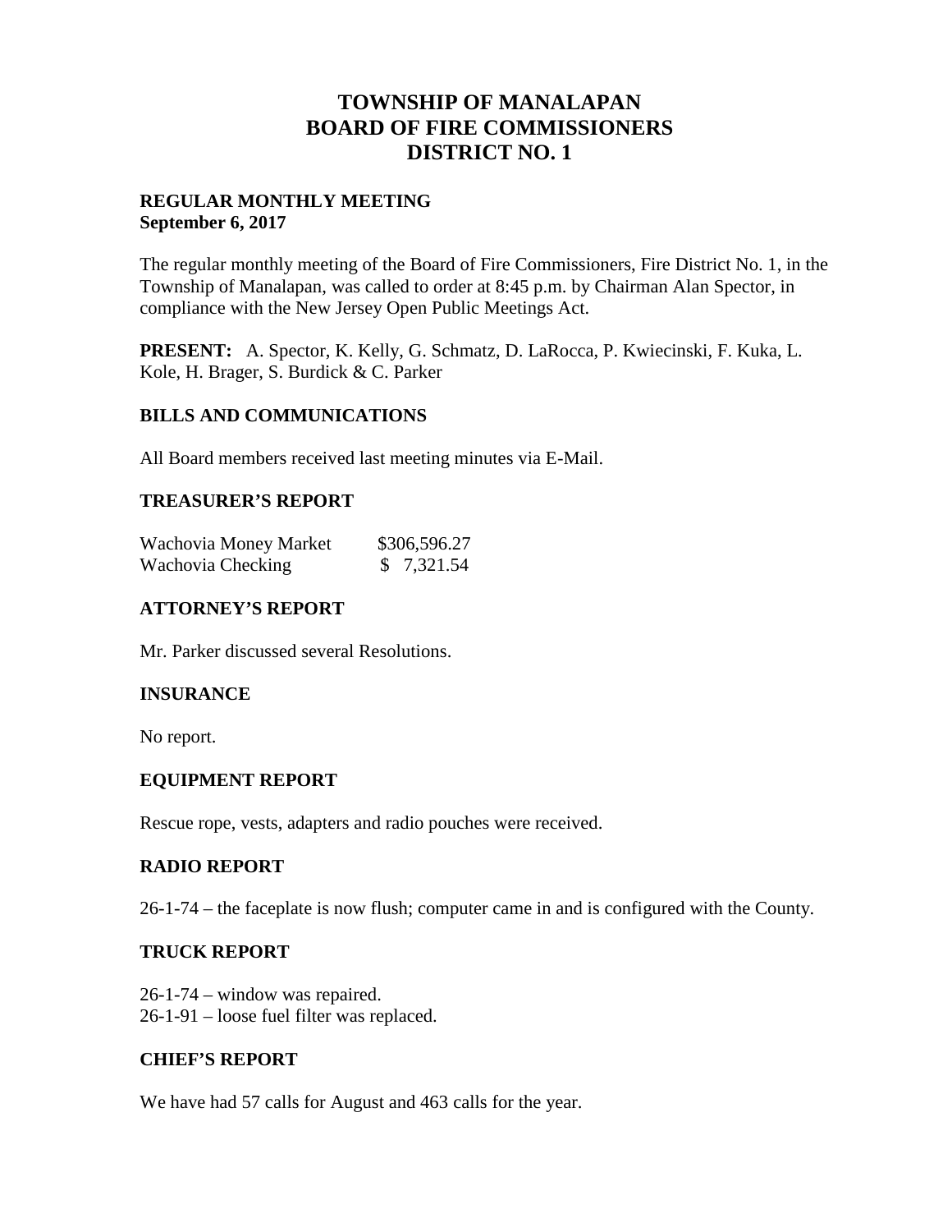# TOWNSHIP OF MANALAPAN
# BOARD OF FIRE COMMISSIONERS
# DISTRICT NO. 1

**REGULAR MONTHLY MEETING**
**September 6, 2017**

The regular monthly meeting of the Board of Fire Commissioners, Fire District No. 1, in the Township of Manalapan, was called to order at 8:45 p.m. by Chairman Alan Spector, in compliance with the New Jersey Open Public Meetings Act.

**PRESENT:** A. Spector, K. Kelly, G. Schmatz, D. LaRocca, P. Kwiecinski, F. Kuka, L. Kole, H. Brager, S. Burdick & C. Parker

## BILLS AND COMMUNICATIONS

All Board members received last meeting minutes via E-Mail.

## TREASURER'S REPORT

| | |
|---|---|
| Wachovia Money Market | $306,596.27 |
| Wachovia Checking | $ 7,321.54 |

## ATTORNEY'S REPORT

Mr. Parker discussed several Resolutions.

## INSURANCE

No report.

## EQUIPMENT REPORT

Rescue rope, vests, adapters and radio pouches were received.

## RADIO REPORT

26-1-74 – the faceplate is now flush; computer came in and is configured with the County.

## TRUCK REPORT

26-1-74 – window was repaired.
26-1-91 – loose fuel filter was replaced.

## CHIEF'S REPORT

We have had 57 calls for August and 463 calls for the year.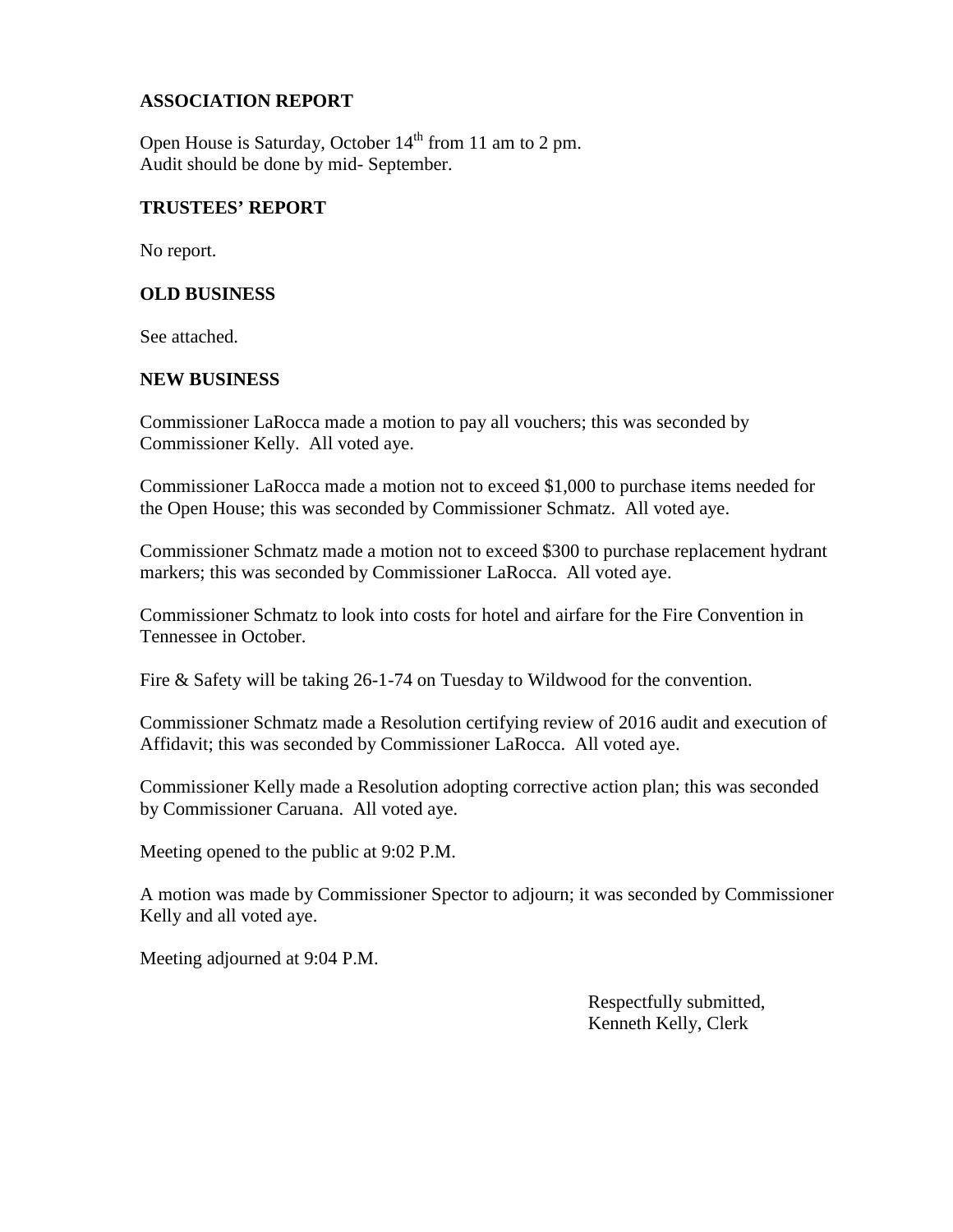## ASSOCIATION REPORT

Open House is Saturday, October 14th from 11 am to 2 pm.
Audit should be done by mid- September.

## TRUSTEES' REPORT

No report.

## OLD BUSINESS

See attached.

## NEW BUSINESS

Commissioner LaRocca made a motion to pay all vouchers; this was seconded by Commissioner Kelly. All voted aye.

Commissioner LaRocca made a motion not to exceed $1,000 to purchase items needed for the Open House; this was seconded by Commissioner Schmatz. All voted aye.

Commissioner Schmatz made a motion not to exceed $300 to purchase replacement hydrant markers; this was seconded by Commissioner LaRocca. All voted aye.

Commissioner Schmatz to look into costs for hotel and airfare for the Fire Convention in Tennessee in October.

Fire & Safety will be taking 26-1-74 on Tuesday to Wildwood for the convention.

Commissioner Schmatz made a Resolution certifying review of 2016 audit and execution of Affidavit; this was seconded by Commissioner LaRocca. All voted aye.

Commissioner Kelly made a Resolution adopting corrective action plan; this was seconded by Commissioner Caruana. All voted aye.

Meeting opened to the public at 9:02 P.M.

A motion was made by Commissioner Spector to adjourn; it was seconded by Commissioner Kelly and all voted aye.

Meeting adjourned at 9:04 P.M.

Respectfully submitted,
Kenneth Kelly, Clerk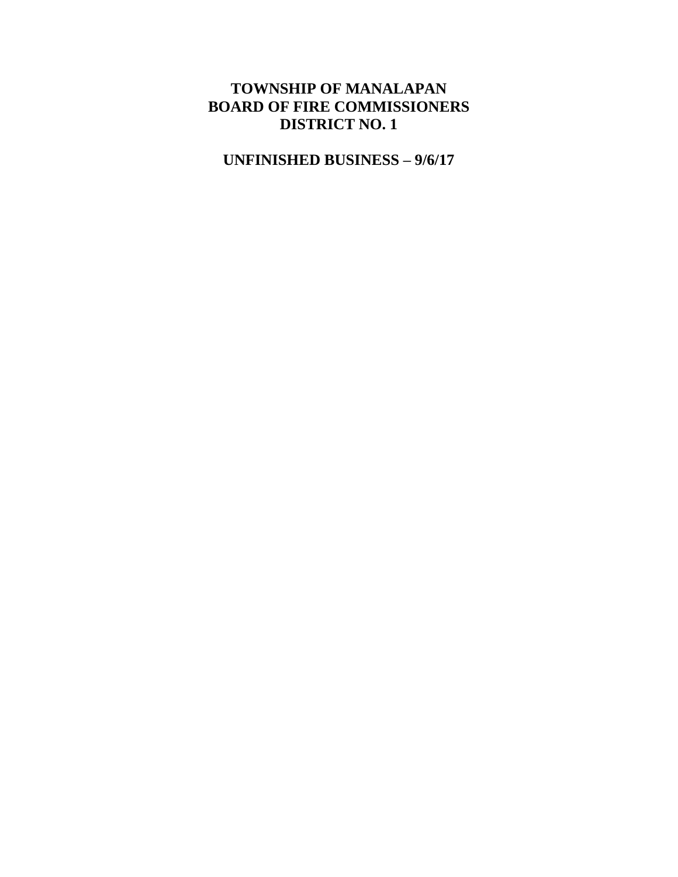# TOWNSHIP OF MANALAPAN
# BOARD OF FIRE COMMISSIONERS
# DISTRICT NO. 1

## UNFINISHED BUSINESS – 9/6/17